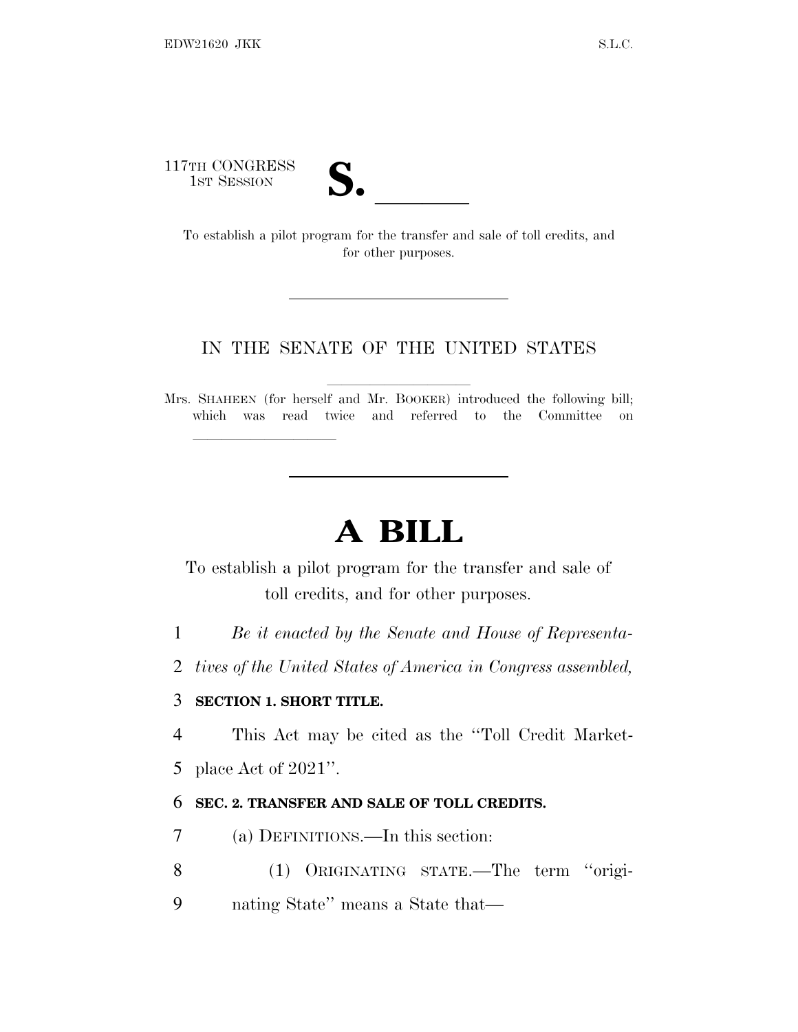117TH CONGRESS
1ST SESSION

# S. ______

To establish a pilot program for the transfer and sale of toll credits, and for other purposes.

---

IN THE SENATE OF THE UNITED STATES

Mrs. SHAHEEN (for herself and Mr. BOOKER) introduced the following bill; which was read twice and referred to the Committee on ______________________

---

# A BILL

To establish a pilot program for the transfer and sale of toll credits, and for other purposes.

1 *Be it enacted by the Senate and House of Representa-*
2 *tives of the United States of America in Congress assembled,*

3 **SECTION 1. SHORT TITLE.**

4 This Act may be cited as the "Toll Credit Market-
5 place Act of 2021".

6 **SEC. 2. TRANSFER AND SALE OF TOLL CREDITS.**

7 (a) DEFINITIONS.—In this section:

8 (1) ORIGINATING STATE.—The term "origi-
9 nating State" means a State that—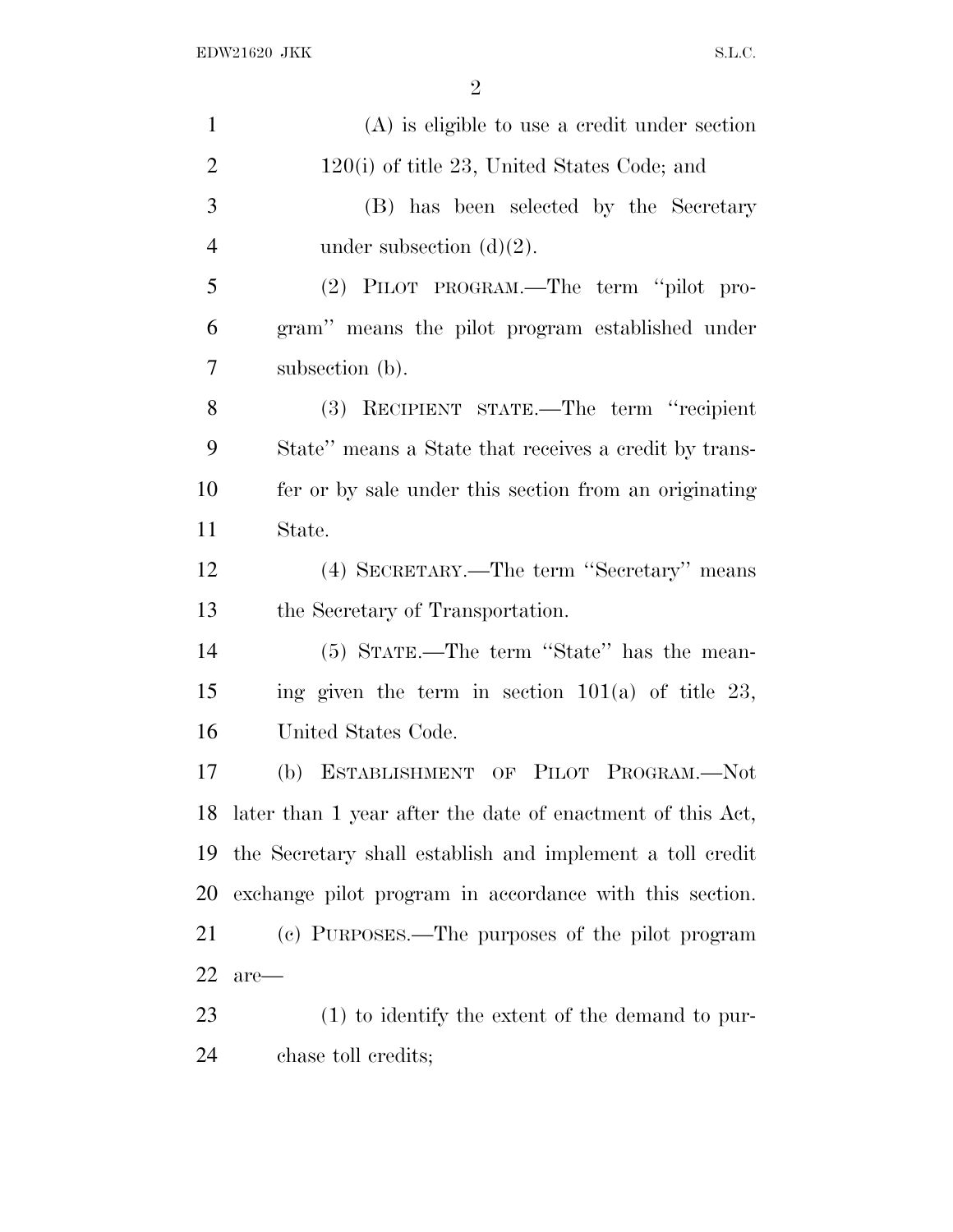(A) is eligible to use a credit under section 120(i) of title 23, United States Code; and

(B) has been selected by the Secretary under subsection (d)(2).

(2) PILOT PROGRAM.—The term "pilot program" means the pilot program established under subsection (b).

(3) RECIPIENT STATE.—The term "recipient State" means a State that receives a credit by transfer or by sale under this section from an originating State.

(4) SECRETARY.—The term "Secretary" means the Secretary of Transportation.

(5) STATE.—The term "State" has the meaning given the term in section 101(a) of title 23, United States Code.

(b) ESTABLISHMENT OF PILOT PROGRAM.—Not later than 1 year after the date of enactment of this Act, the Secretary shall establish and implement a toll credit exchange pilot program in accordance with this section.

(c) PURPOSES.—The purposes of the pilot program are—

(1) to identify the extent of the demand to purchase toll credits;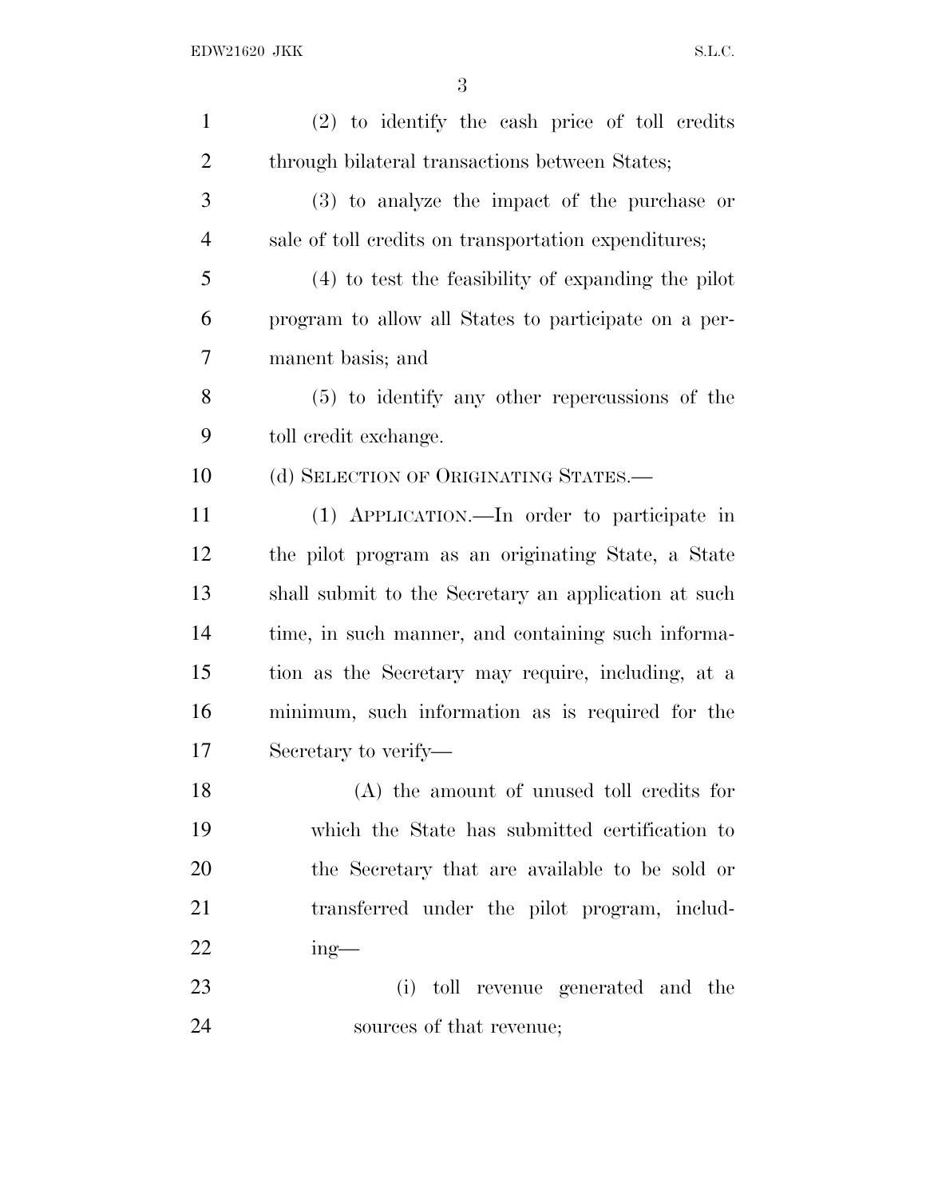(2) to identify the cash price of toll credits through bilateral transactions between States;

(3) to analyze the impact of the purchase or sale of toll credits on transportation expenditures;

(4) to test the feasibility of expanding the pilot program to allow all States to participate on a permanent basis; and

(5) to identify any other repercussions of the toll credit exchange.

(d) SELECTION OF ORIGINATING STATES.—

(1) APPLICATION.—In order to participate in the pilot program as an originating State, a State shall submit to the Secretary an application at such time, in such manner, and containing such information as the Secretary may require, including, at a minimum, such information as is required for the Secretary to verify—

(A) the amount of unused toll credits for which the State has submitted certification to the Secretary that are available to be sold or transferred under the pilot program, including—

(i) toll revenue generated and the sources of that revenue;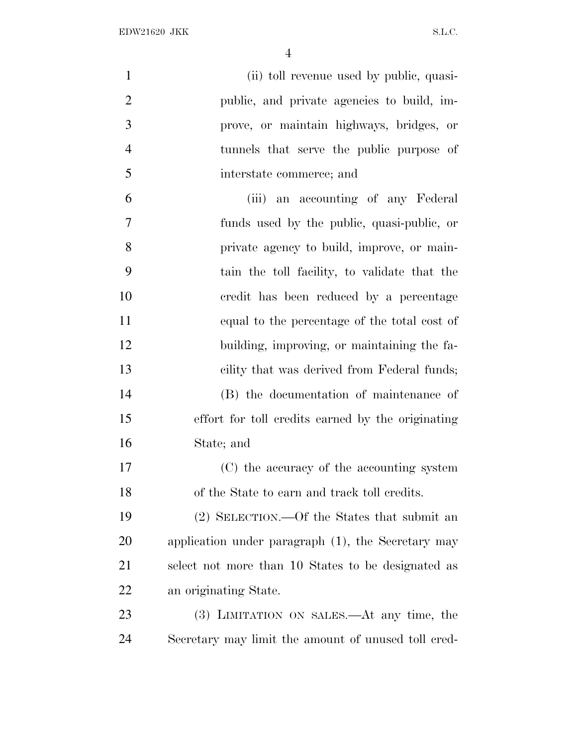(ii) toll revenue used by public, quasi-public, and private agencies to build, improve, or maintain highways, bridges, or tunnels that serve the public purpose of interstate commerce; and

(iii) an accounting of any Federal funds used by the public, quasi-public, or private agency to build, improve, or maintain the toll facility, to validate that the credit has been reduced by a percentage equal to the percentage of the total cost of building, improving, or maintaining the facility that was derived from Federal funds;

(B) the documentation of maintenance of effort for toll credits earned by the originating State; and

(C) the accuracy of the accounting system of the State to earn and track toll credits.

(2) SELECTION.—Of the States that submit an application under paragraph (1), the Secretary may select not more than 10 States to be designated as an originating State.

(3) LIMITATION ON SALES.—At any time, the Secretary may limit the amount of unused toll cred-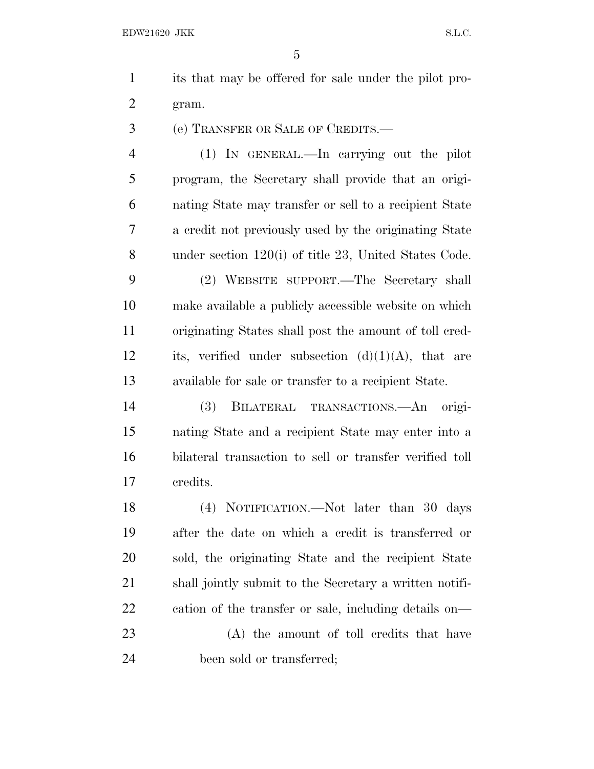its that may be offered for sale under the pilot program.

(e) TRANSFER OR SALE OF CREDITS.—

(1) IN GENERAL.—In carrying out the pilot program, the Secretary shall provide that an originating State may transfer or sell to a recipient State a credit not previously used by the originating State under section 120(i) of title 23, United States Code.

(2) WEBSITE SUPPORT.—The Secretary shall make available a publicly accessible website on which originating States shall post the amount of toll credits, verified under subsection (d)(1)(A), that are available for sale or transfer to a recipient State.

(3) BILATERAL TRANSACTIONS.—An originating State and a recipient State may enter into a bilateral transaction to sell or transfer verified toll credits.

(4) NOTIFICATION.—Not later than 30 days after the date on which a credit is transferred or sold, the originating State and the recipient State shall jointly submit to the Secretary a written notification of the transfer or sale, including details on—

(A) the amount of toll credits that have been sold or transferred;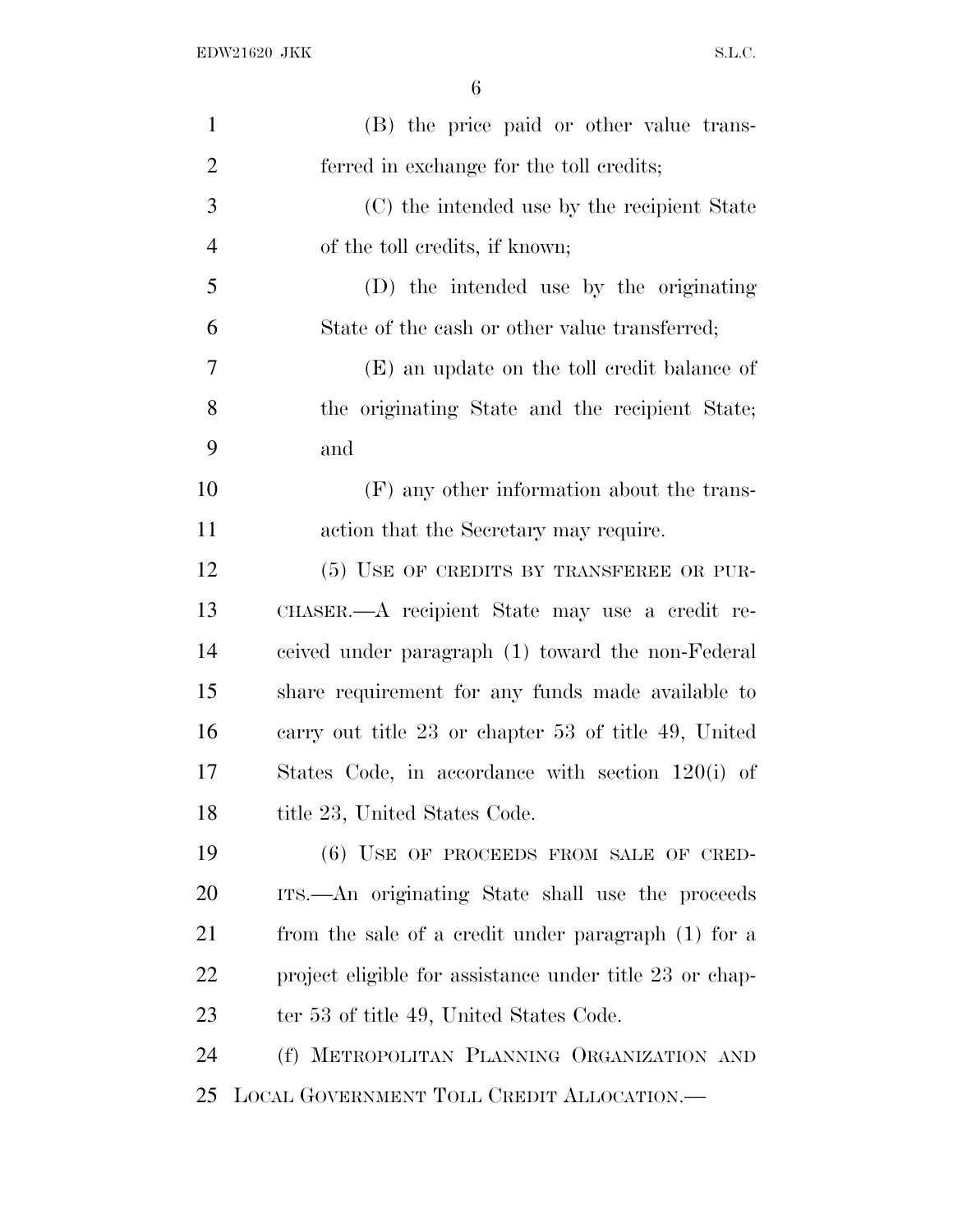(B) the price paid or other value transferred in exchange for the toll credits;

(C) the intended use by the recipient State of the toll credits, if known;

(D) the intended use by the originating State of the cash or other value transferred;

(E) an update on the toll credit balance of the originating State and the recipient State; and

(F) any other information about the transaction that the Secretary may require.

(5) USE OF CREDITS BY TRANSFEREE OR PURCHASER.—A recipient State may use a credit received under paragraph (1) toward the non-Federal share requirement for any funds made available to carry out title 23 or chapter 53 of title 49, United States Code, in accordance with section 120(i) of title 23, United States Code.

(6) USE OF PROCEEDS FROM SALE OF CREDITS.—An originating State shall use the proceeds from the sale of a credit under paragraph (1) for a project eligible for assistance under title 23 or chapter 53 of title 49, United States Code.

(f) METROPOLITAN PLANNING ORGANIZATION AND LOCAL GOVERNMENT TOLL CREDIT ALLOCATION.—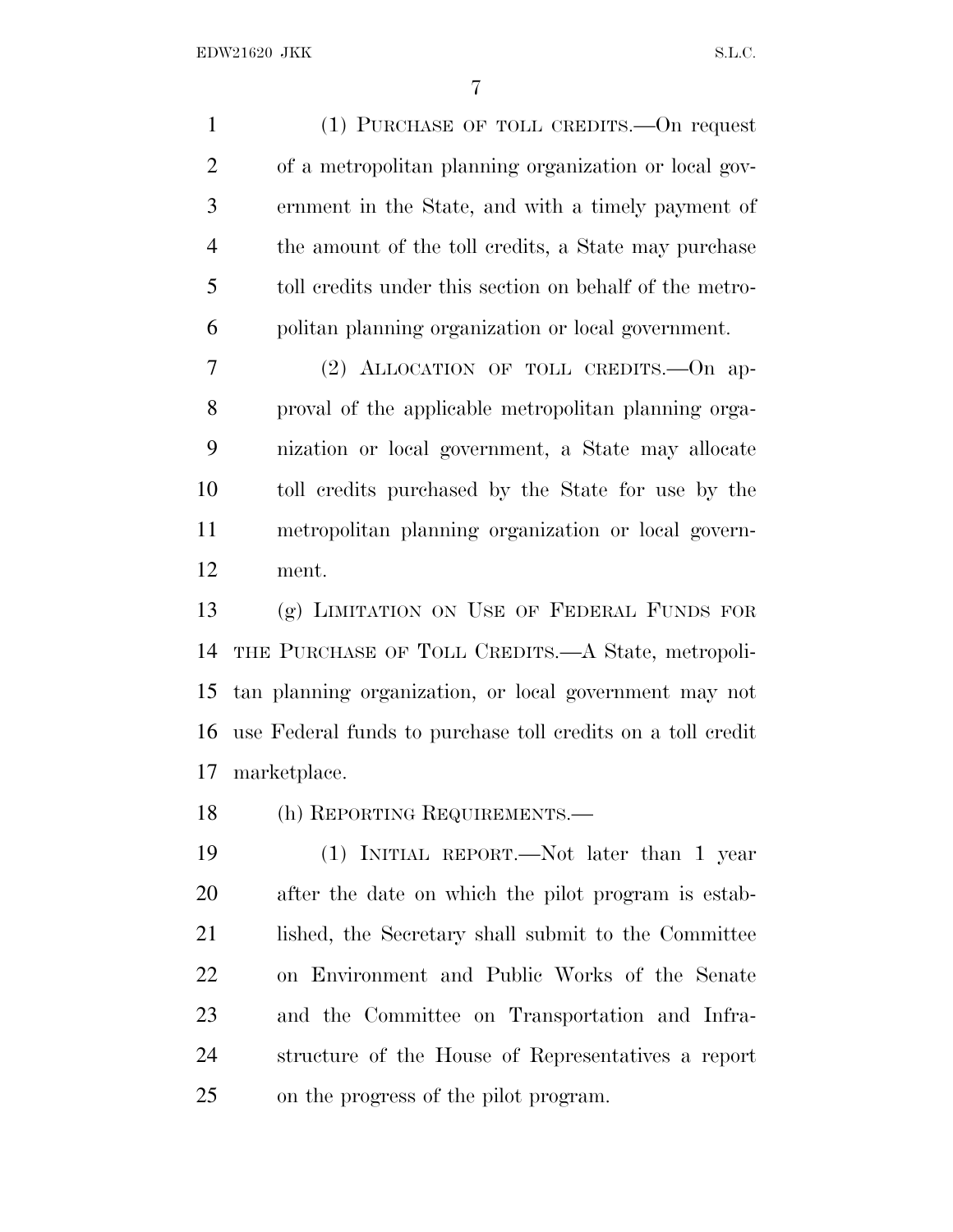(1) PURCHASE OF TOLL CREDITS.—On request of a metropolitan planning organization or local government in the State, and with a timely payment of the amount of the toll credits, a State may purchase toll credits under this section on behalf of the metropolitan planning organization or local government.

(2) ALLOCATION OF TOLL CREDITS.—On approval of the applicable metropolitan planning organization or local government, a State may allocate toll credits purchased by the State for use by the metropolitan planning organization or local government.

(g) LIMITATION ON USE OF FEDERAL FUNDS FOR THE PURCHASE OF TOLL CREDITS.—A State, metropolitan planning organization, or local government may not use Federal funds to purchase toll credits on a toll credit marketplace.

(h) REPORTING REQUIREMENTS.—

(1) INITIAL REPORT.—Not later than 1 year after the date on which the pilot program is established, the Secretary shall submit to the Committee on Environment and Public Works of the Senate and the Committee on Transportation and Infrastructure of the House of Representatives a report on the progress of the pilot program.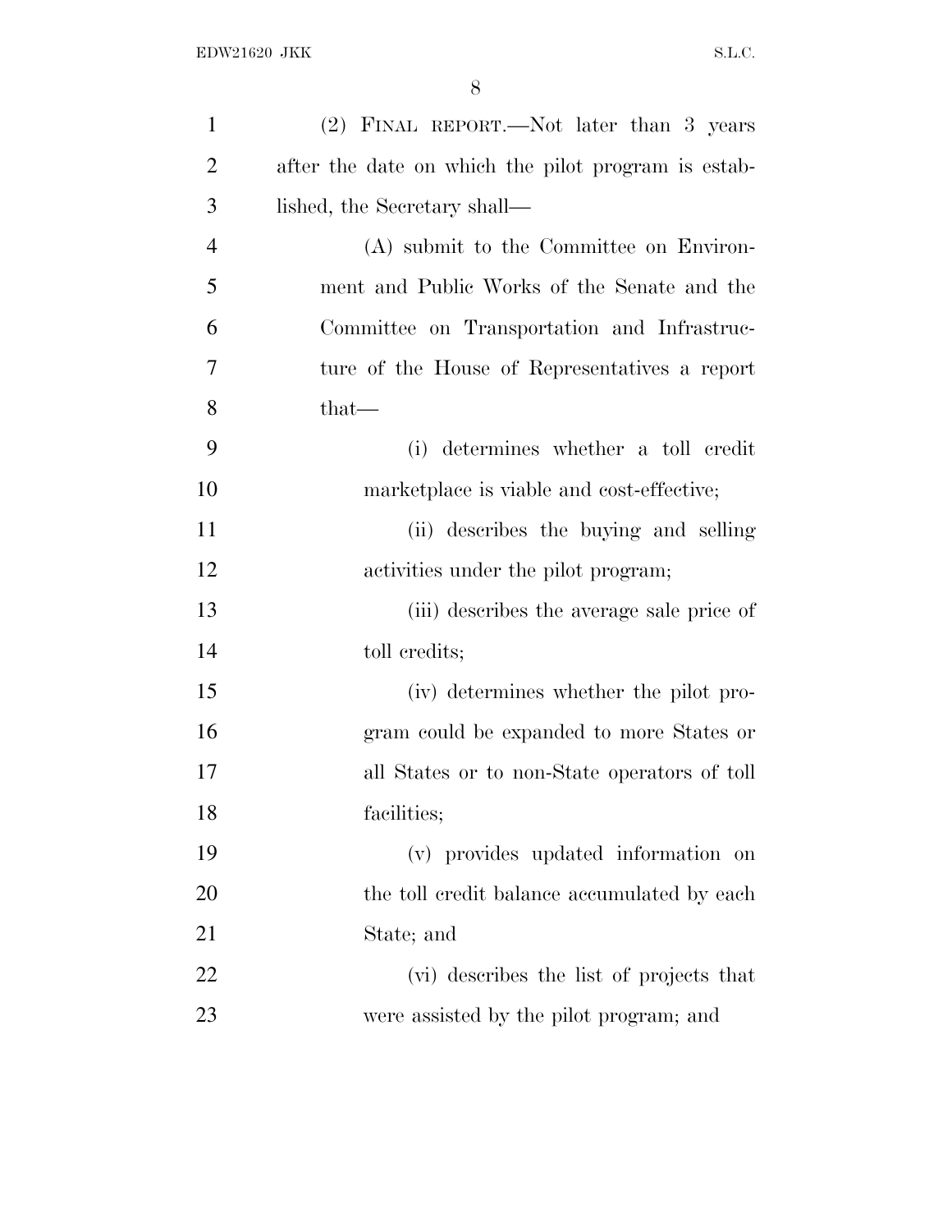(2) FINAL REPORT.—Not later than 3 years after the date on which the pilot program is established, the Secretary shall—

(A) submit to the Committee on Environment and Public Works of the Senate and the Committee on Transportation and Infrastructure of the House of Representatives a report that—

(i) determines whether a toll credit marketplace is viable and cost-effective;

(ii) describes the buying and selling activities under the pilot program;

(iii) describes the average sale price of toll credits;

(iv) determines whether the pilot program could be expanded to more States or all States or to non-State operators of toll facilities;

(v) provides updated information on the toll credit balance accumulated by each State; and

(vi) describes the list of projects that were assisted by the pilot program; and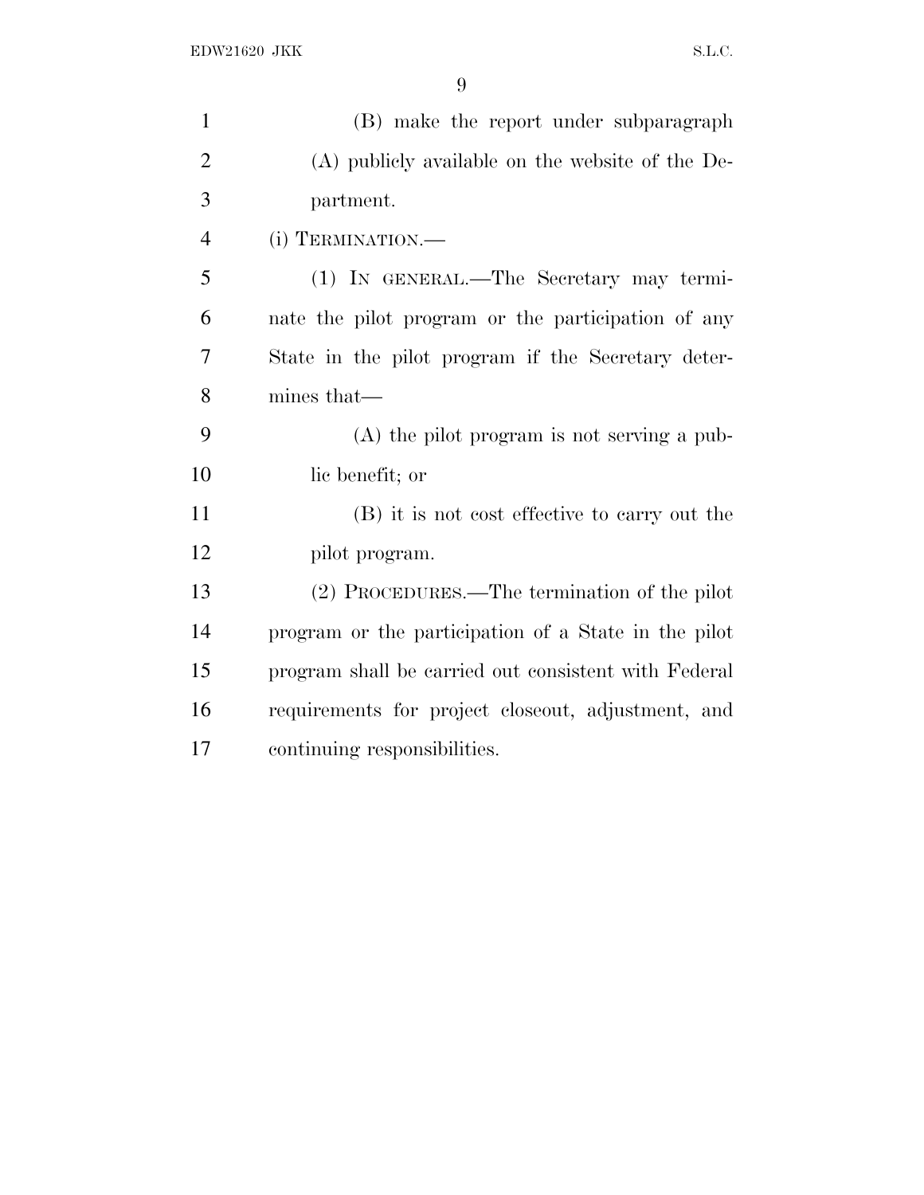(B) make the report under subparagraph (A) publicly available on the website of the Department.

(i) TERMINATION.—

(1) IN GENERAL.—The Secretary may terminate the pilot program or the participation of any State in the pilot program if the Secretary determines that—

(A) the pilot program is not serving a public benefit; or

(B) it is not cost effective to carry out the pilot program.

(2) PROCEDURES.—The termination of the pilot program or the participation of a State in the pilot program shall be carried out consistent with Federal requirements for project closeout, adjustment, and continuing responsibilities.